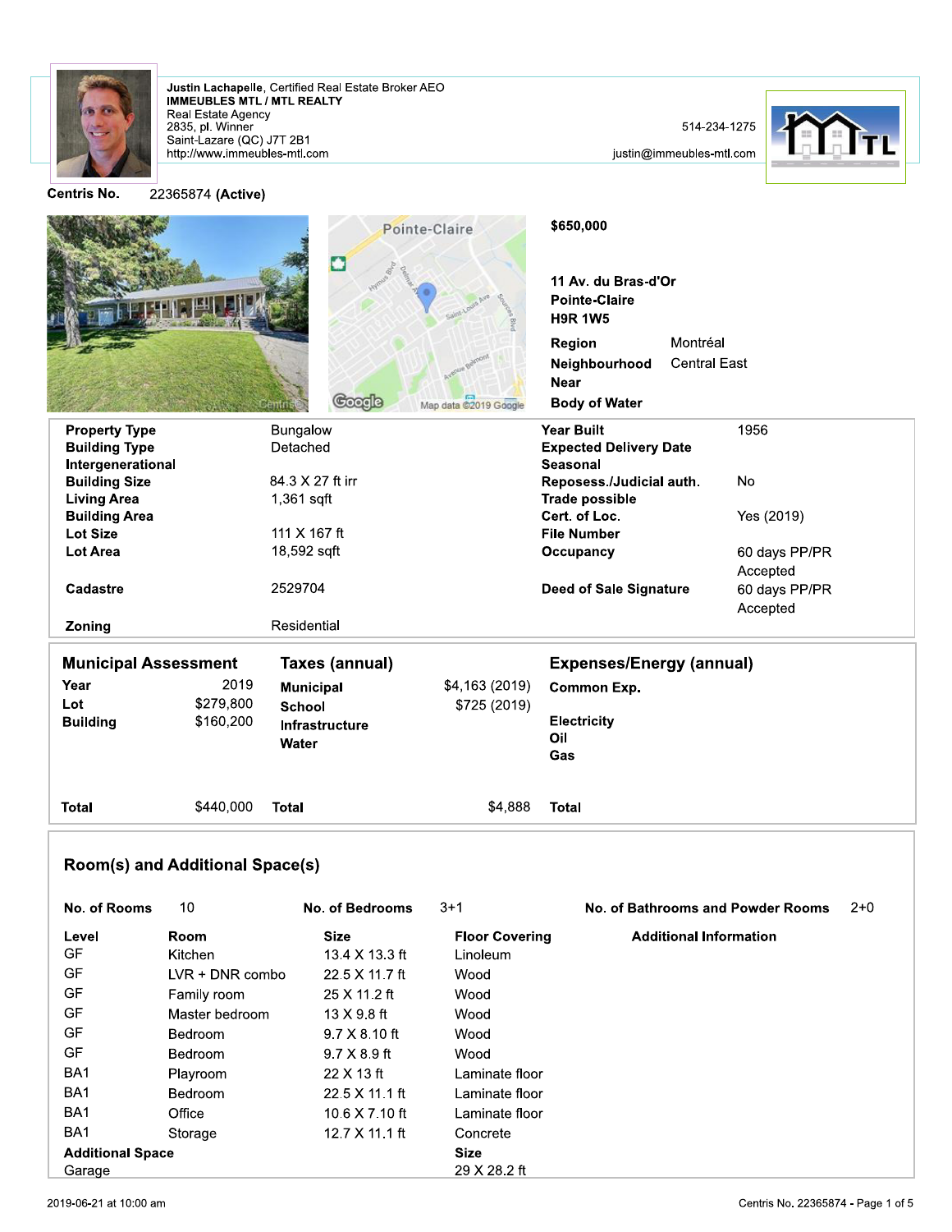Justin Lachapelle, Certified Real Estate Broker AEO
**IMMEUBLES MTL / MTL REALTY**
Real Estate Agency
2835, pl. Winner
Saint-Lazare (QC) J7T 2B1
http://www.immeubles-mtl.com

514-234-1275
justin@immeubles-mtl.com

**Centris No.** 22365874 **(Active)**

**$650,000**

**11 Av. du Bras-d'Or**
**Pointe-Claire**
**H9R 1W5**

| | |
|---|---|
| **Region** | Montréal |
| **Neighbourhood** | Central East |
| **Near** | |
| **Body of Water** | |

| | | | |
|---|---|---|---|
| **Property Type** | Bungalow | **Year Built** | 1956 |
| **Building Type** | Detached | **Expected Delivery Date** | |
| **Intergenerational** | | **Seasonal** | |
| **Building Size** | 84.3 X 27 ft irr | **Reposess./Judicial auth.** | No |
| **Living Area** | 1,361 sqft | **Trade possible** | |
| **Building Area** | | **Cert. of Loc.** | Yes (2019) |
| **Lot Size** | 111 X 167 ft | **File Number** | |
| **Lot Area** | 18,592 sqft | **Occupancy** | 60 days PP/PR Accepted |
| **Cadastre** | 2529704 | **Deed of Sale Signature** | 60 days PP/PR Accepted |
| **Zoning** | Residential | | |

| **Municipal Assessment** | | **Taxes (annual)** | | **Expenses/Energy (annual)** | |
|---|---|---|---|---|---|
| **Year** | 2019 | **Municipal** | $4,163 (2019) | **Common Exp.** | |
| **Lot** | $279,800 | **School** | $725 (2019) | | |
| **Building** | $160,200 | **Infrastructure** | | **Electricity** | |
| | | **Water** | | **Oil** | |
| | | | | **Gas** | |
| **Total** | $440,000 | **Total** | $4,888 | **Total** | |

## Room(s) and Additional Space(s)

**No. of Rooms** 10 **No. of Bedrooms** 3+1 **No. of Bathrooms and Powder Rooms** 2+0

| Level | Room | Size | Floor Covering | Additional Information |
|---|---|---|---|---|
| GF | Kitchen | 13.4 X 13.3 ft | Linoleum | |
| GF | LVR + DNR combo | 22.5 X 11.7 ft | Wood | |
| GF | Family room | 25 X 11.2 ft | Wood | |
| GF | Master bedroom | 13 X 9.8 ft | Wood | |
| GF | Bedroom | 9.7 X 8.10 ft | Wood | |
| GF | Bedroom | 9.7 X 8.9 ft | Wood | |
| BA1 | Playroom | 22 X 13 ft | Laminate floor | |
| BA1 | Bedroom | 22.5 X 11.1 ft | Laminate floor | |
| BA1 | Office | 10.6 X 7.10 ft | Laminate floor | |
| BA1 | Storage | 12.7 X 11.1 ft | Concrete | |

| **Additional Space** | **Size** |
|---|---|
| Garage | 29 X 28.2 ft |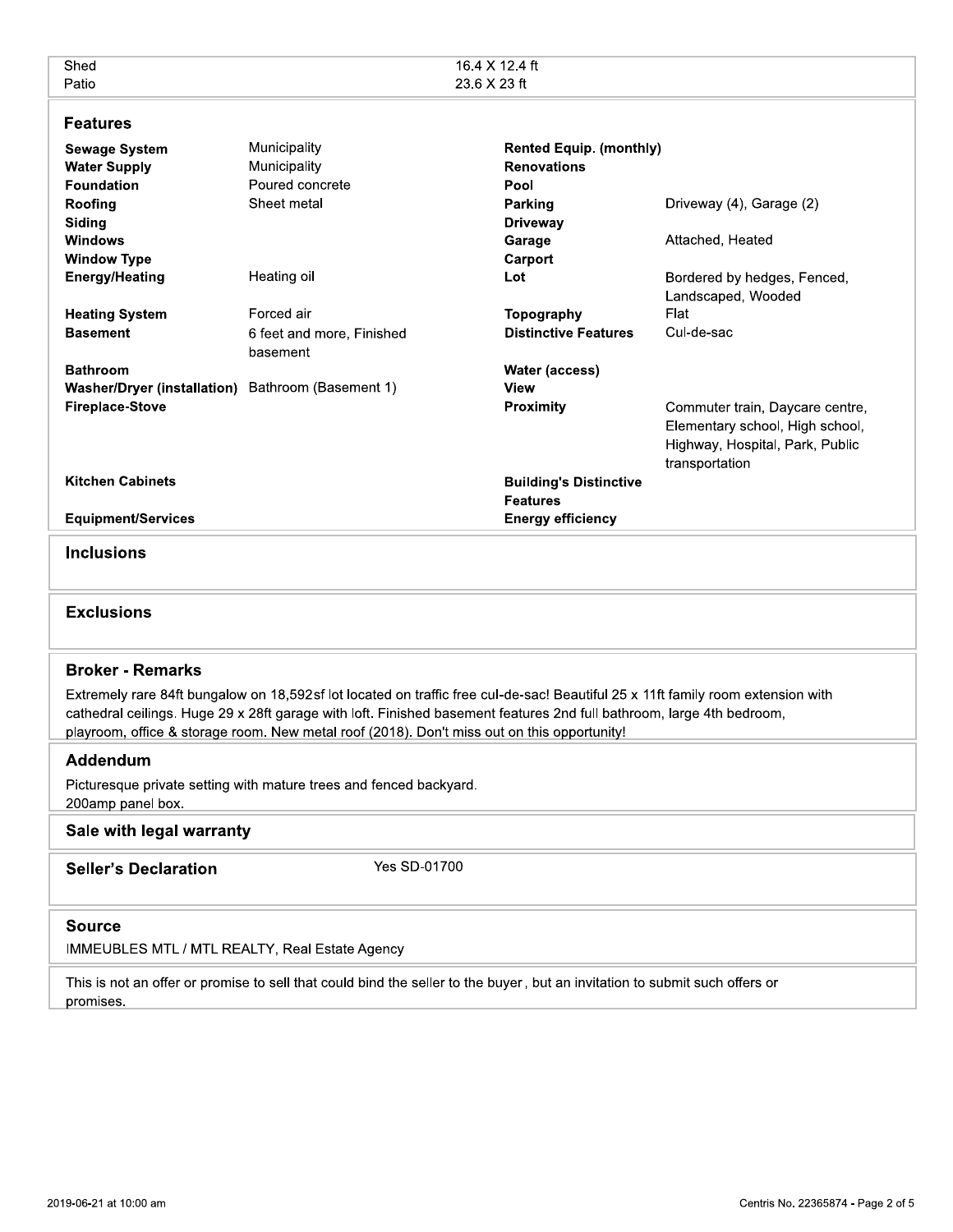| | |
|---|---|
| Shed | 16.4 X 12.4 ft |
| Patio | 23.6 X 23 ft |

## Features

| | | | |
|---|---|---|---|
| **Sewage System** | Municipality | **Rented Equip. (monthly)** | |
| **Water Supply** | Municipality | **Renovations** | |
| **Foundation** | Poured concrete | **Pool** | |
| **Roofing** | Sheet metal | **Parking** | Driveway (4), Garage (2) |
| **Siding** | | **Driveway** | |
| **Windows** | | **Garage** | Attached, Heated |
| **Window Type** | | **Carport** | |
| **Energy/Heating** | Heating oil | **Lot** | Bordered by hedges, Fenced, Landscaped, Wooded |
| **Heating System** | Forced air | **Topography** | Flat |
| **Basement** | 6 feet and more, Finished basement | **Distinctive Features** | Cul-de-sac |
| **Bathroom** | | **Water (access)** | |
| **Washer/Dryer (installation)** | Bathroom (Basement 1) | **View** | |
| **Fireplace-Stove** | | **Proximity** | Commuter train, Daycare centre, Elementary school, High school, Highway, Hospital, Park, Public transportation |
| **Kitchen Cabinets** | | **Building's Distinctive Features** | |
| **Equipment/Services** | | **Energy efficiency** | |

## Inclusions

## Exclusions

## Broker - Remarks

Extremely rare 84ft bungalow on 18,592sf lot located on traffic free cul-de-sac! Beautiful 25 x 11ft family room extension with cathedral ceilings. Huge 29 x 28ft garage with loft. Finished basement features 2nd full bathroom, large 4th bedroom, playroom, office & storage room. New metal roof (2018). Don't miss out on this opportunity!

## Addendum

Picturesque private setting with mature trees and fenced backyard.
200amp panel box.

## Sale with legal warranty

## Seller's Declaration

Yes SD-01700

## Source

IMMEUBLES MTL / MTL REALTY, Real Estate Agency

This is not an offer or promise to sell that could bind the seller to the buyer, but an invitation to submit such offers or promises.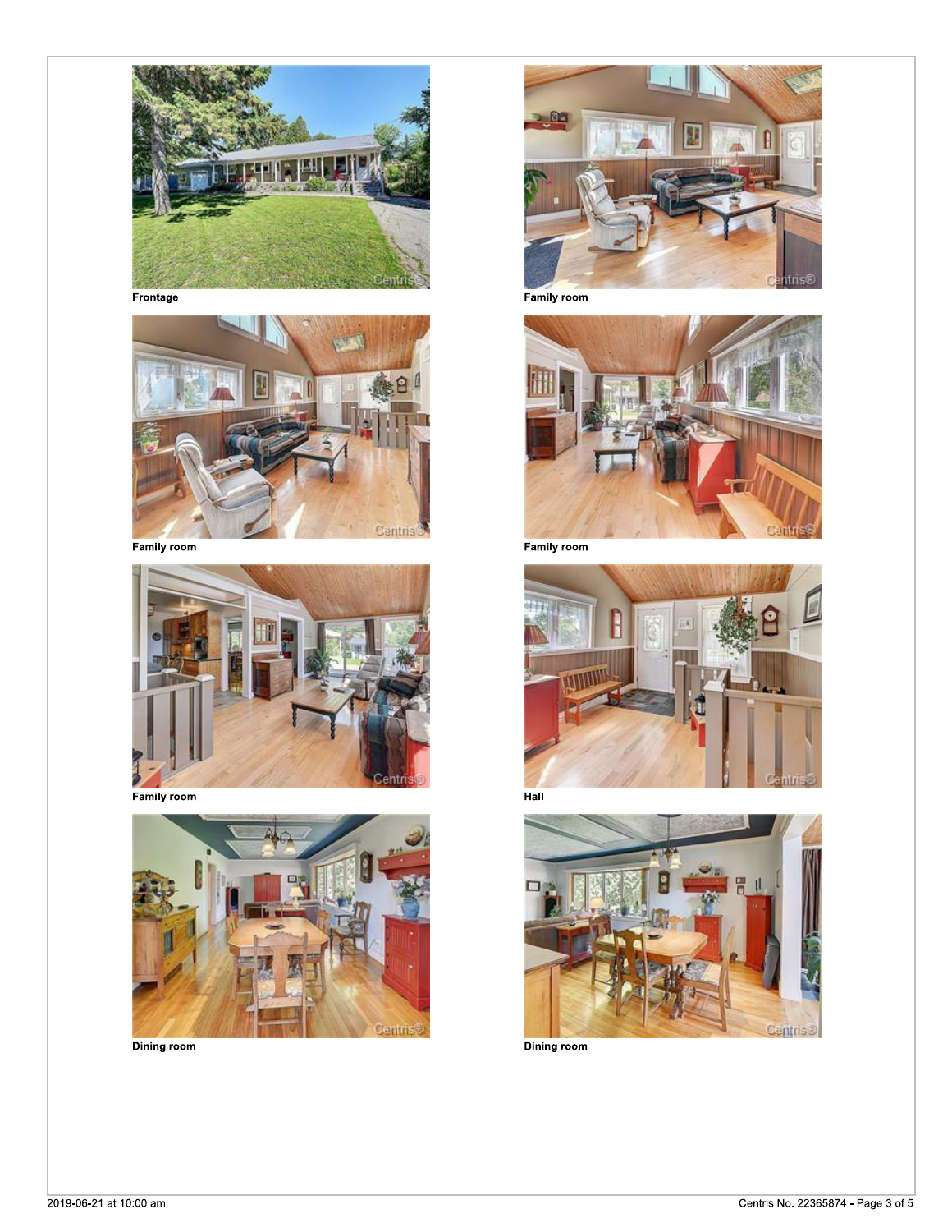Frontage

Family room

Family room

Family room

Family room

Hall

Dining room

Dining room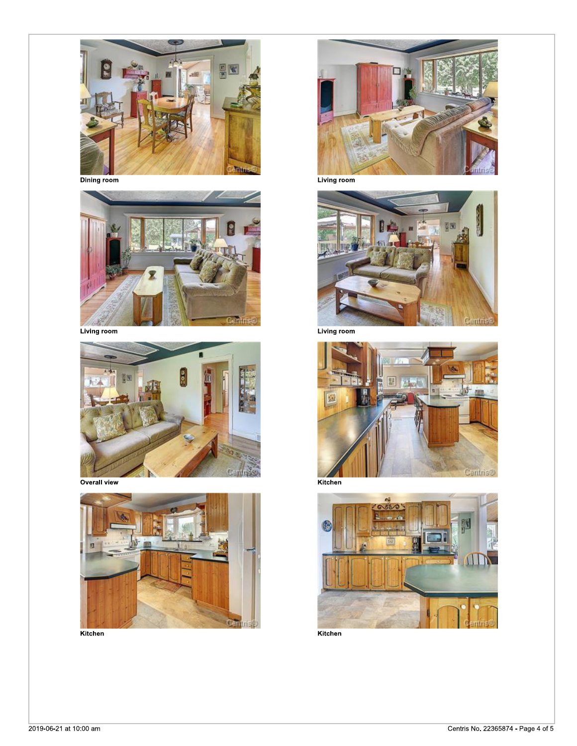Dining room

Living room

Living room

Living room

Overall view

Kitchen

Kitchen

Kitchen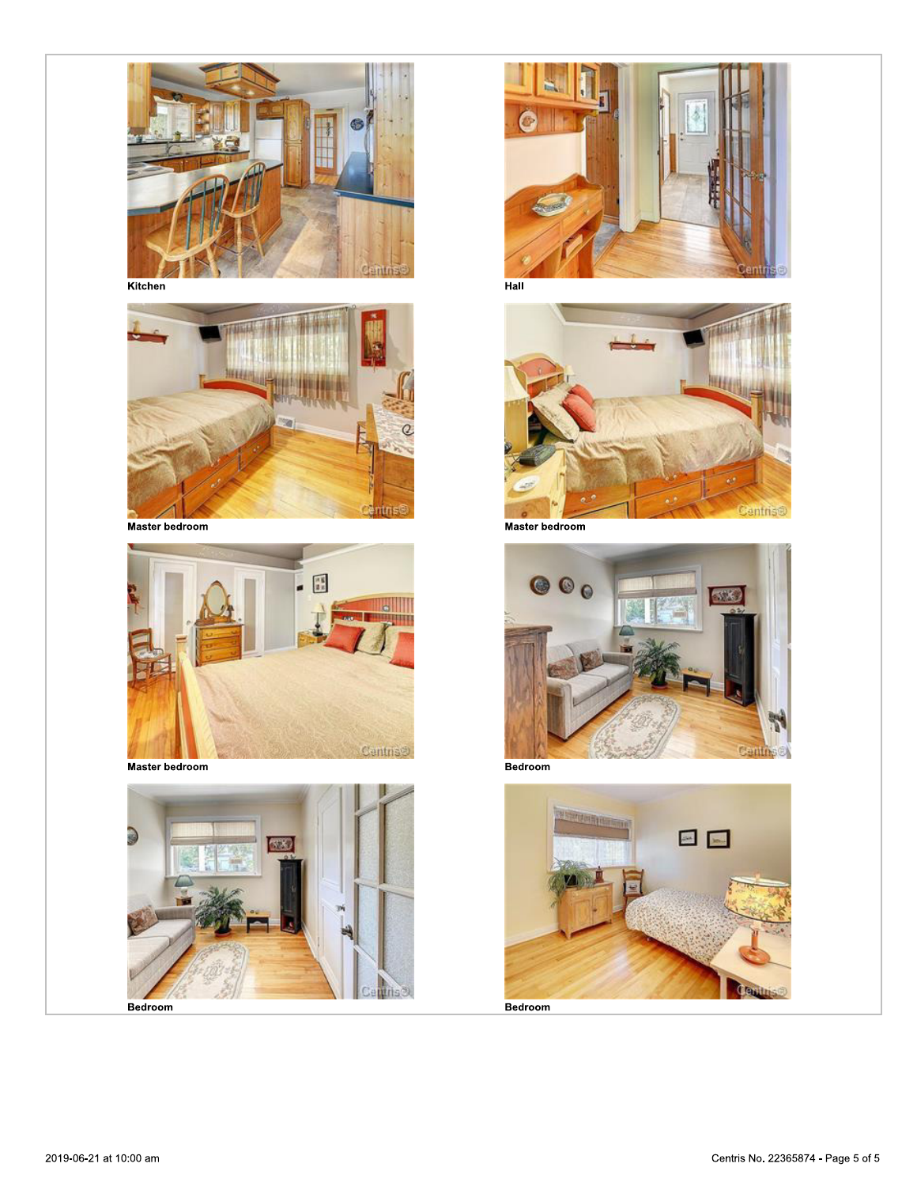Kitchen

Hall

Master bedroom

Master bedroom

Master bedroom

Bedroom

Bedroom

Bedroom